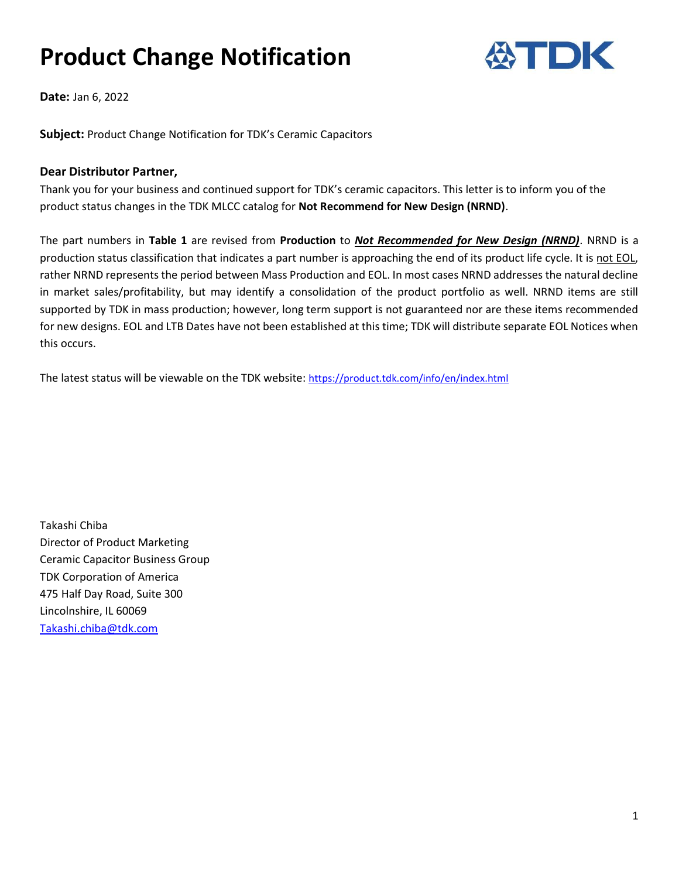# Product Change Notification

**Date:** Jan 6, 2022

**Subject:** Product Change Notification for TDK's Ceramic Capacitors

**Dear Distributor Partner,**

Thank you for your business and continued support for TDK's ceramic capacitors. This letter is to inform you of the product status changes in the TDK MLCC catalog for **Not Recommend for New Design (NRND)**.

The part numbers in **Table 1** are revised from **Production** to ***Not Recommended for New Design (NRND)***. NRND is a production status classification that indicates a part number is approaching the end of its product life cycle. It is not EOL, rather NRND represents the period between Mass Production and EOL. In most cases NRND addresses the natural decline in market sales/profitability, but may identify a consolidation of the product portfolio as well. NRND items are still supported by TDK in mass production; however, long term support is not guaranteed nor are these items recommended for new designs. EOL and LTB Dates have not been established at this time; TDK will distribute separate EOL Notices when this occurs.

The latest status will be viewable on the TDK website: https://product.tdk.com/info/en/index.html

Takashi Chiba
Director of Product Marketing
Ceramic Capacitor Business Group
TDK Corporation of America
475 Half Day Road, Suite 300
Lincolnshire, IL 60069
Takashi.chiba@tdk.com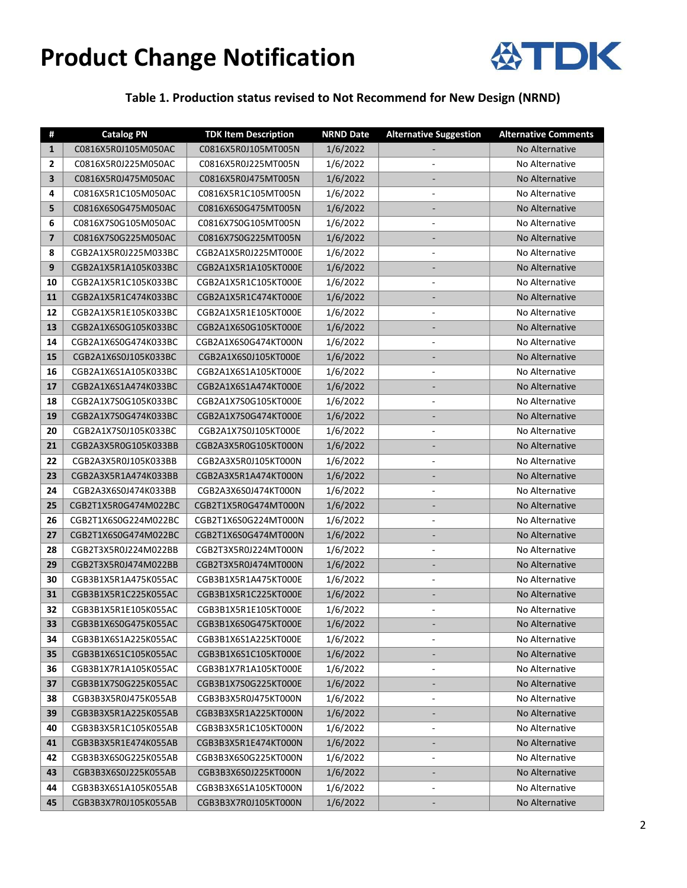# Product Change Notification

### Table 1. Production status revised to Not Recommend for New Design (NRND)

| # | Catalog PN | TDK Item Description | NRND Date | Alternative Suggestion | Alternative Comments |
|---|---|---|---|---|---|
| 1 | C0816X5R0J105M050AC | C0816X5R0J105MT005N | 1/6/2022 | - | No Alternative |
| 2 | C0816X5R0J225M050AC | C0816X5R0J225MT005N | 1/6/2022 | - | No Alternative |
| 3 | C0816X5R0J475M050AC | C0816X5R0J475MT005N | 1/6/2022 | - | No Alternative |
| 4 | C0816X5R1C105M050AC | C0816X5R1C105MT005N | 1/6/2022 | - | No Alternative |
| 5 | C0816X6S0G475M050AC | C0816X6S0G475MT005N | 1/6/2022 | - | No Alternative |
| 6 | C0816X7S0G105M050AC | C0816X7S0G105MT005N | 1/6/2022 | - | No Alternative |
| 7 | C0816X7S0G225M050AC | C0816X7S0G225MT005N | 1/6/2022 | - | No Alternative |
| 8 | CGB2A1X5R0J225M033BC | CGB2A1X5R0J225MT000E | 1/6/2022 | - | No Alternative |
| 9 | CGB2A1X5R1A105K033BC | CGB2A1X5R1A105KT000E | 1/6/2022 | - | No Alternative |
| 10 | CGB2A1X5R1C105K033BC | CGB2A1X5R1C105KT000E | 1/6/2022 | - | No Alternative |
| 11 | CGB2A1X5R1C474K033BC | CGB2A1X5R1C474KT000E | 1/6/2022 | - | No Alternative |
| 12 | CGB2A1X5R1E105K033BC | CGB2A1X5R1E105KT000E | 1/6/2022 | - | No Alternative |
| 13 | CGB2A1X6S0G105K033BC | CGB2A1X6S0G105KT000E | 1/6/2022 | - | No Alternative |
| 14 | CGB2A1X6S0G474K033BC | CGB2A1X6S0G474KT000N | 1/6/2022 | - | No Alternative |
| 15 | CGB2A1X6S0J105K033BC | CGB2A1X6S0J105KT000E | 1/6/2022 | - | No Alternative |
| 16 | CGB2A1X6S1A105K033BC | CGB2A1X6S1A105KT000E | 1/6/2022 | - | No Alternative |
| 17 | CGB2A1X6S1A474K033BC | CGB2A1X6S1A474KT000E | 1/6/2022 | - | No Alternative |
| 18 | CGB2A1X7S0G105K033BC | CGB2A1X7S0G105KT000E | 1/6/2022 | - | No Alternative |
| 19 | CGB2A1X7S0G474K033BC | CGB2A1X7S0G474KT000E | 1/6/2022 | - | No Alternative |
| 20 | CGB2A1X7S0J105K033BC | CGB2A1X7S0J105KT000E | 1/6/2022 | - | No Alternative |
| 21 | CGB2A3X5R0G105K033BB | CGB2A3X5R0G105KT000N | 1/6/2022 | - | No Alternative |
| 22 | CGB2A3X5R0J105K033BB | CGB2A3X5R0J105KT000N | 1/6/2022 | - | No Alternative |
| 23 | CGB2A3X5R1A474K033BB | CGB2A3X5R1A474KT000N | 1/6/2022 | - | No Alternative |
| 24 | CGB2A3X6S0J474K033BB | CGB2A3X6S0J474KT000N | 1/6/2022 | - | No Alternative |
| 25 | CGB2T1X5R0G474M022BC | CGB2T1X5R0G474MT000N | 1/6/2022 | - | No Alternative |
| 26 | CGB2T1X6S0G224M022BC | CGB2T1X6S0G224MT000N | 1/6/2022 | - | No Alternative |
| 27 | CGB2T1X6S0G474M022BC | CGB2T1X6S0G474MT000N | 1/6/2022 | - | No Alternative |
| 28 | CGB2T3X5R0J224M022BB | CGB2T3X5R0J224MT000N | 1/6/2022 | - | No Alternative |
| 29 | CGB2T3X5R0J474M022BB | CGB2T3X5R0J474MT000N | 1/6/2022 | - | No Alternative |
| 30 | CGB3B1X5R1A475K055AC | CGB3B1X5R1A475KT000E | 1/6/2022 | - | No Alternative |
| 31 | CGB3B1X5R1C225K055AC | CGB3B1X5R1C225KT000E | 1/6/2022 | - | No Alternative |
| 32 | CGB3B1X5R1E105K055AC | CGB3B1X5R1E105KT000E | 1/6/2022 | - | No Alternative |
| 33 | CGB3B1X6S0G475K055AC | CGB3B1X6S0G475KT000E | 1/6/2022 | - | No Alternative |
| 34 | CGB3B1X6S1A225K055AC | CGB3B1X6S1A225KT000E | 1/6/2022 | - | No Alternative |
| 35 | CGB3B1X6S1C105K055AC | CGB3B1X6S1C105KT000E | 1/6/2022 | - | No Alternative |
| 36 | CGB3B1X7R1A105K055AC | CGB3B1X7R1A105KT000E | 1/6/2022 | - | No Alternative |
| 37 | CGB3B1X7S0G225K055AC | CGB3B1X7S0G225KT000E | 1/6/2022 | - | No Alternative |
| 38 | CGB3B3X5R0J475K055AB | CGB3B3X5R0J475KT000N | 1/6/2022 | - | No Alternative |
| 39 | CGB3B3X5R1A225K055AB | CGB3B3X5R1A225KT000N | 1/6/2022 | - | No Alternative |
| 40 | CGB3B3X5R1C105K055AB | CGB3B3X5R1C105KT000N | 1/6/2022 | - | No Alternative |
| 41 | CGB3B3X5R1E474K055AB | CGB3B3X5R1E474KT000N | 1/6/2022 | - | No Alternative |
| 42 | CGB3B3X6S0G225K055AB | CGB3B3X6S0G225KT000N | 1/6/2022 | - | No Alternative |
| 43 | CGB3B3X6S0J225K055AB | CGB3B3X6S0J225KT000N | 1/6/2022 | - | No Alternative |
| 44 | CGB3B3X6S1A105K055AB | CGB3B3X6S1A105KT000N | 1/6/2022 | - | No Alternative |
| 45 | CGB3B3X7R0J105K055AB | CGB3B3X7R0J105KT000N | 1/6/2022 | - | No Alternative |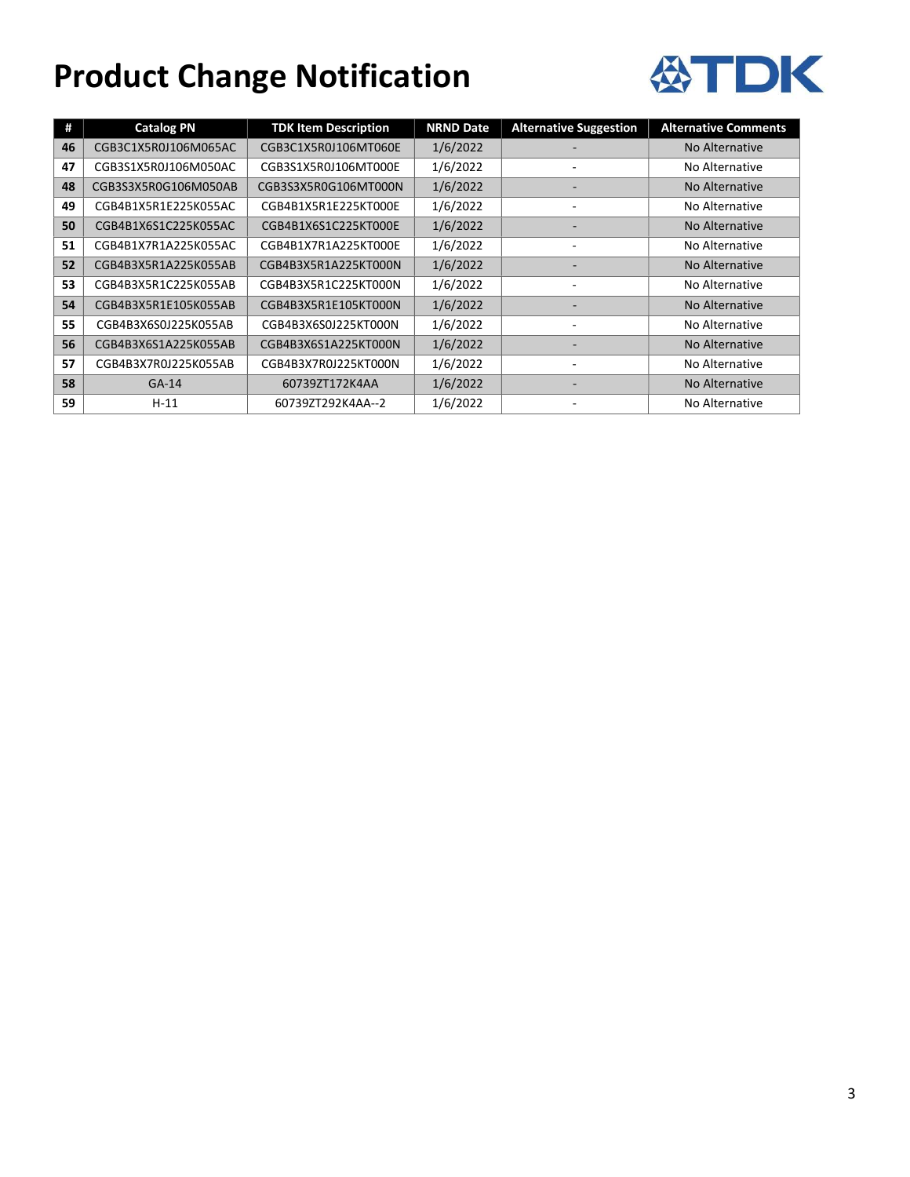# Product Change Notification

| # | Catalog PN | TDK Item Description | NRND Date | Alternative Suggestion | Alternative Comments |
|---|---|---|---|---|---|
| 46 | CGB3C1X5R0J106M065AC | CGB3C1X5R0J106MT060E | 1/6/2022 | - | No Alternative |
| 47 | CGB3S1X5R0J106M050AC | CGB3S1X5R0J106MT000E | 1/6/2022 | - | No Alternative |
| 48 | CGB3S3X5R0G106M050AB | CGB3S3X5R0G106MT000N | 1/6/2022 | - | No Alternative |
| 49 | CGB4B1X5R1E225K055AC | CGB4B1X5R1E225KT000E | 1/6/2022 | - | No Alternative |
| 50 | CGB4B1X6S1C225K055AC | CGB4B1X6S1C225KT000E | 1/6/2022 | - | No Alternative |
| 51 | CGB4B1X7R1A225K055AC | CGB4B1X7R1A225KT000E | 1/6/2022 | - | No Alternative |
| 52 | CGB4B3X5R1A225K055AB | CGB4B3X5R1A225KT000N | 1/6/2022 | - | No Alternative |
| 53 | CGB4B3X5R1C225K055AB | CGB4B3X5R1C225KT000N | 1/6/2022 | - | No Alternative |
| 54 | CGB4B3X5R1E105K055AB | CGB4B3X5R1E105KT000N | 1/6/2022 | - | No Alternative |
| 55 | CGB4B3X6S0J225K055AB | CGB4B3X6S0J225KT000N | 1/6/2022 | - | No Alternative |
| 56 | CGB4B3X6S1A225K055AB | CGB4B3X6S1A225KT000N | 1/6/2022 | - | No Alternative |
| 57 | CGB4B3X7R0J225K055AB | CGB4B3X7R0J225KT000N | 1/6/2022 | - | No Alternative |
| 58 | GA-14 | 60739ZT172K4AA | 1/6/2022 | - | No Alternative |
| 59 | H-11 | 60739ZT292K4AA--2 | 1/6/2022 | - | No Alternative |